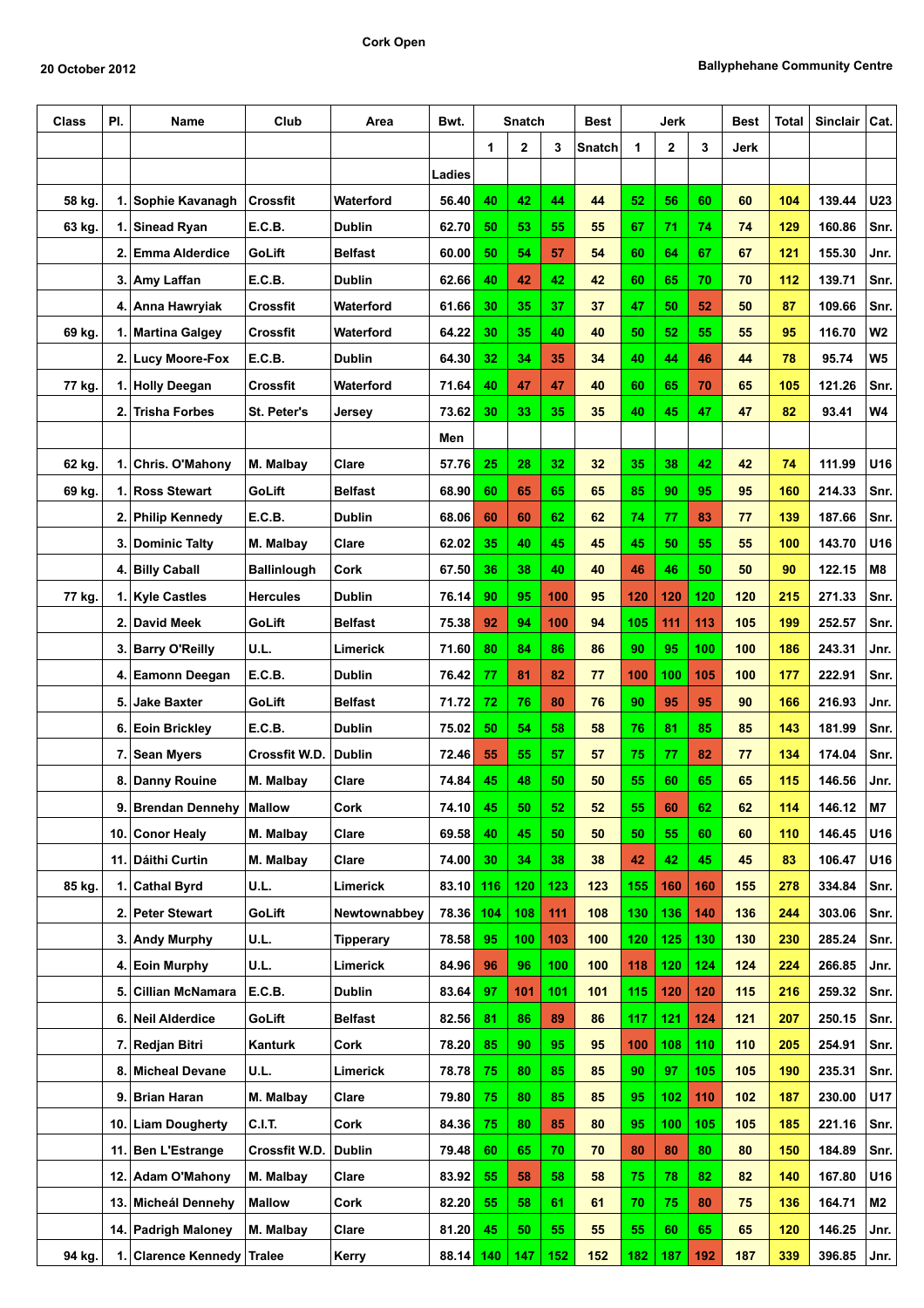**Cork Open**

**20 October 2012**

**Ballyphehane Community Centre**

| Class | Pl. | Name | Club | Area | Bwt. | Snatch | | | Best | Jerk | | | Best | Total | Sinclair | Cat. |
|---|---|---|---|---|---|---|---|---|---|---|---|---|---|---|---|---|
| | | | | | | 1 | 2 | 3 | Snatch | 1 | 2 | 3 | Jerk | | | |
| | | | | | Ladies | | | | | | | | | | | |
| 58 kg. | 1. | Sophie Kavanagh | Crossfit | Waterford | 56.40 | 40 | 42 | 44 | 44 | 52 | 56 | 60 | 60 | 104 | 139.44 | U23 |
| 63 kg. | 1. | Sinead Ryan | E.C.B. | Dublin | 62.70 | 50 | 53 | 55 | 55 | 67 | 71 | 74 | 74 | 129 | 160.86 | Snr. |
| | 2. | Emma Alderdice | GoLift | Belfast | 60.00 | 50 | 54 | 57 | 54 | 60 | 64 | 67 | 67 | 121 | 155.30 | Jnr. |
| | 3. | Amy Laffan | E.C.B. | Dublin | 62.66 | 40 | 42 | 42 | 42 | 60 | 65 | 70 | 70 | 112 | 139.71 | Snr. |
| | 4. | Anna Hawryiak | Crossfit | Waterford | 61.66 | 30 | 35 | 37 | 37 | 47 | 50 | 52 | 50 | 87 | 109.66 | Snr. |
| 69 kg. | 1. | Martina Galgey | Crossfit | Waterford | 64.22 | 30 | 35 | 40 | 40 | 50 | 52 | 55 | 55 | 95 | 116.70 | W2 |
| | 2. | Lucy Moore-Fox | E.C.B. | Dublin | 64.30 | 32 | 34 | 35 | 34 | 40 | 44 | 46 | 44 | 78 | 95.74 | W5 |
| 77 kg. | 1. | Holly Deegan | Crossfit | Waterford | 71.64 | 40 | 47 | 47 | 40 | 60 | 65 | 70 | 65 | 105 | 121.26 | Snr. |
| | 2. | Trisha Forbes | St. Peter's | Jersey | 73.62 | 30 | 33 | 35 | 35 | 40 | 45 | 47 | 47 | 82 | 93.41 | W4 |
| | | | | | Men | | | | | | | | | | | |
| 62 kg. | 1. | Chris. O'Mahony | M. Malbay | Clare | 57.76 | 25 | 28 | 32 | 32 | 35 | 38 | 42 | 42 | 74 | 111.99 | U16 |
| 69 kg. | 1. | Ross Stewart | GoLift | Belfast | 68.90 | 60 | 65 | 65 | 65 | 85 | 90 | 95 | 95 | 160 | 214.33 | Snr. |
| | 2. | Philip Kennedy | E.C.B. | Dublin | 68.06 | 60 | 60 | 62 | 62 | 74 | 77 | 83 | 77 | 139 | 187.66 | Snr. |
| | 3. | Dominic Talty | M. Malbay | Clare | 62.02 | 35 | 40 | 45 | 45 | 45 | 50 | 55 | 55 | 100 | 143.70 | U16 |
| | 4. | Billy Caball | Ballinlough | Cork | 67.50 | 36 | 38 | 40 | 40 | 46 | 46 | 50 | 50 | 90 | 122.15 | M8 |
| 77 kg. | 1. | Kyle Castles | Hercules | Dublin | 76.14 | 90 | 95 | 100 | 95 | 120 | 120 | 120 | 120 | 215 | 271.33 | Snr. |
| | 2. | David Meek | GoLift | Belfast | 75.38 | 92 | 94 | 100 | 94 | 105 | 111 | 113 | 105 | 199 | 252.57 | Snr. |
| | 3. | Barry O'Reilly | U.L. | Limerick | 71.60 | 80 | 84 | 86 | 86 | 90 | 95 | 100 | 100 | 186 | 243.31 | Jnr. |
| | 4. | Eamonn Deegan | E.C.B. | Dublin | 76.42 | 77 | 81 | 82 | 77 | 100 | 100 | 105 | 100 | 177 | 222.91 | Snr. |
| | 5. | Jake Baxter | GoLift | Belfast | 71.72 | 72 | 76 | 80 | 76 | 90 | 95 | 95 | 90 | 166 | 216.93 | Jnr. |
| | 6. | Eoin Brickley | E.C.B. | Dublin | 75.02 | 50 | 54 | 58 | 58 | 76 | 81 | 85 | 85 | 143 | 181.99 | Snr. |
| | 7. | Sean Myers | Crossfit W.D. | Dublin | 72.46 | 55 | 55 | 57 | 57 | 75 | 77 | 82 | 77 | 134 | 174.04 | Snr. |
| | 8. | Danny Rouine | M. Malbay | Clare | 74.84 | 45 | 48 | 50 | 50 | 55 | 60 | 65 | 65 | 115 | 146.56 | Jnr. |
| | 9. | Brendan Dennehy | Mallow | Cork | 74.10 | 45 | 50 | 52 | 52 | 55 | 60 | 62 | 62 | 114 | 146.12 | M7 |
| | 10. | Conor Healy | M. Malbay | Clare | 69.58 | 40 | 45 | 50 | 50 | 50 | 55 | 60 | 60 | 110 | 146.45 | U16 |
| | 11. | Dáithi Curtin | M. Malbay | Clare | 74.00 | 30 | 34 | 38 | 38 | 42 | 42 | 45 | 45 | 83 | 106.47 | U16 |
| 85 kg. | 1. | Cathal Byrd | U.L. | Limerick | 83.10 | 116 | 120 | 123 | 123 | 155 | 160 | 160 | 155 | 278 | 334.84 | Snr. |
| | 2. | Peter Stewart | GoLift | Newtownabbey | 78.36 | 104 | 108 | 111 | 108 | 130 | 136 | 140 | 136 | 244 | 303.06 | Snr. |
| | 3. | Andy Murphy | U.L. | Tipperary | 78.58 | 95 | 100 | 103 | 100 | 120 | 125 | 130 | 130 | 230 | 285.24 | Snr. |
| | 4. | Eoin Murphy | U.L. | Limerick | 84.96 | 96 | 96 | 100 | 100 | 118 | 120 | 124 | 124 | 224 | 266.85 | Jnr. |
| | 5. | Cillian McNamara | E.C.B. | Dublin | 83.64 | 97 | 101 | 101 | 101 | 115 | 120 | 120 | 115 | 216 | 259.32 | Snr. |
| | 6. | Neil Alderdice | GoLift | Belfast | 82.56 | 81 | 86 | 89 | 86 | 117 | 121 | 124 | 121 | 207 | 250.15 | Snr. |
| | 7. | Redjan Bitri | Kanturk | Cork | 78.20 | 85 | 90 | 95 | 95 | 100 | 108 | 110 | 110 | 205 | 254.91 | Snr. |
| | 8. | Micheal Devane | U.L. | Limerick | 78.78 | 75 | 80 | 85 | 85 | 90 | 97 | 105 | 105 | 190 | 235.31 | Snr. |
| | 9. | Brian Haran | M. Malbay | Clare | 79.80 | 75 | 80 | 85 | 85 | 95 | 102 | 110 | 102 | 187 | 230.00 | U17 |
| | 10. | Liam Dougherty | C.I.T. | Cork | 84.36 | 75 | 80 | 85 | 80 | 95 | 100 | 105 | 105 | 185 | 221.16 | Snr. |
| | 11. | Ben L'Estrange | Crossfit W.D. | Dublin | 79.48 | 60 | 65 | 70 | 70 | 80 | 80 | 80 | 80 | 150 | 184.89 | Snr. |
| | 12. | Adam O'Mahony | M. Malbay | Clare | 83.92 | 55 | 58 | 58 | 58 | 75 | 78 | 82 | 82 | 140 | 167.80 | U16 |
| | 13. | Micheál Dennehy | Mallow | Cork | 82.20 | 55 | 58 | 61 | 61 | 70 | 75 | 80 | 75 | 136 | 164.71 | M2 |
| | 14. | Padrigh Maloney | M. Malbay | Clare | 81.20 | 45 | 50 | 55 | 55 | 55 | 60 | 65 | 65 | 120 | 146.25 | Jnr. |
| 94 kg. | 1. | Clarence Kennedy | Tralee | Kerry | 88.14 | 140 | 147 | 152 | 152 | 182 | 187 | 192 | 187 | 339 | 396.85 | Jnr. |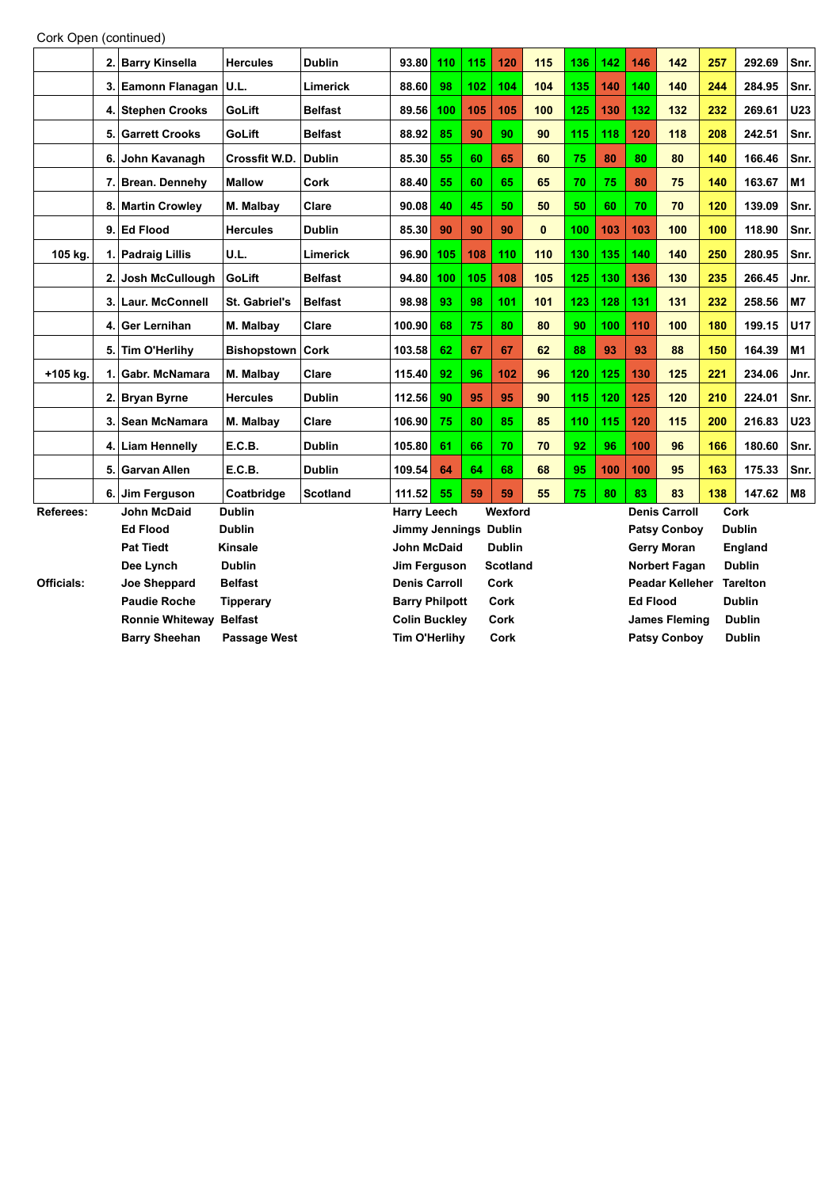Cork Open (continued)

| | | | | | | | | | | | | | | | | | |
|---|---|---|---|---|---|---|---|---|---|---|---|---|---|---|---|---|---|
| | 2. | Barry Kinsella | Hercules | Dublin | 93.80 | 110 | 115 | 120 | 115 | 136 | 142 | 146 | 142 | 257 | 292.69 | Snr. |
| | 3. | Eamonn Flanagan | U.L. | Limerick | 88.60 | 98 | 102 | 104 | 104 | 135 | 140 | 140 | 140 | 244 | 284.95 | Snr. |
| | 4. | Stephen Crooks | GoLift | Belfast | 89.56 | 100 | 105 | 105 | 100 | 125 | 130 | 132 | 132 | 232 | 269.61 | U23 |
| | 5. | Garrett Crooks | GoLift | Belfast | 88.92 | 85 | 90 | 90 | 90 | 115 | 118 | 120 | 118 | 208 | 242.51 | Snr. |
| | 6. | John Kavanagh | Crossfit W.D. | Dublin | 85.30 | 55 | 60 | 65 | 60 | 75 | 80 | 80 | 80 | 140 | 166.46 | Snr. |
| | 7. | Brean. Dennehy | Mallow | Cork | 88.40 | 55 | 60 | 65 | 65 | 70 | 75 | 80 | 75 | 140 | 163.67 | M1 |
| | 8. | Martin Crowley | M. Malbay | Clare | 90.08 | 40 | 45 | 50 | 50 | 50 | 60 | 70 | 70 | 120 | 139.09 | Snr. |
| | 9. | Ed Flood | Hercules | Dublin | 85.30 | 90 | 90 | 90 | 0 | 100 | 103 | 103 | 100 | 100 | 118.90 | Snr. |
| 105 kg. | 1. | Padraig Lillis | U.L. | Limerick | 96.90 | 105 | 108 | 110 | 110 | 130 | 135 | 140 | 140 | 250 | 280.95 | Snr. |
| | 2. | Josh McCullough | GoLift | Belfast | 94.80 | 100 | 105 | 108 | 105 | 125 | 130 | 136 | 130 | 235 | 266.45 | Jnr. |
| | 3. | Laur. McConnell | St. Gabriel's | Belfast | 98.98 | 93 | 98 | 101 | 101 | 123 | 128 | 131 | 131 | 232 | 258.56 | M7 |
| | 4. | Ger Lernihan | M. Malbay | Clare | 100.90 | 68 | 75 | 80 | 80 | 90 | 100 | 110 | 100 | 180 | 199.15 | U17 |
| | 5. | Tim O'Herlihy | Bishopstown | Cork | 103.58 | 62 | 67 | 67 | 62 | 88 | 93 | 93 | 88 | 150 | 164.39 | M1 |
| +105 kg. | 1. | Gabr. McNamara | M. Malbay | Clare | 115.40 | 92 | 96 | 102 | 96 | 120 | 125 | 130 | 125 | 221 | 234.06 | Jnr. |
| | 2. | Bryan Byrne | Hercules | Dublin | 112.56 | 90 | 95 | 95 | 90 | 115 | 120 | 125 | 120 | 210 | 224.01 | Snr. |
| | 3. | Sean McNamara | M. Malbay | Clare | 106.90 | 75 | 80 | 85 | 85 | 110 | 115 | 120 | 115 | 200 | 216.83 | U23 |
| | 4. | Liam Hennelly | E.C.B. | Dublin | 105.80 | 61 | 66 | 70 | 70 | 92 | 96 | 100 | 96 | 166 | 180.60 | Snr. |
| | 5. | Garvan Allen | E.C.B. | Dublin | 109.54 | 64 | 64 | 68 | 68 | 95 | 100 | 100 | 95 | 163 | 175.33 | Snr. |
| | 6. | Jim Ferguson | Coatbridge | Scotland | 111.52 | 55 | 59 | 59 | 55 | 75 | 80 | 83 | 83 | 138 | 147.62 | M8 |

| | | | | | | |
|---|---|---|---|---|---|---|
| **Referees:** | John McDaid | Dublin | Harry Leech | Wexford | Denis Carroll | Cork |
| | Ed Flood | Dublin | Jimmy Jennings | Dublin | Patsy Conboy | Dublin |
| | Pat Tiedt | Kinsale | John McDaid | Dublin | Gerry Moran | England |
| | Dee Lynch | Dublin | Jim Ferguson | Scotland | Norbert Fagan | Dublin |
| **Officials:** | Joe Sheppard | Belfast | Denis Carroll | Cork | Peadar Kelleher | Tarelton |
| | Paudie Roche | Tipperary | Barry Philpott | Cork | Ed Flood | Dublin |
| | Ronnie Whiteway | Belfast | Colin Buckley | Cork | James Fleming | Dublin |
| | Barry Sheehan | Passage West | Tim O'Herlihy | Cork | Patsy Conboy | Dublin |